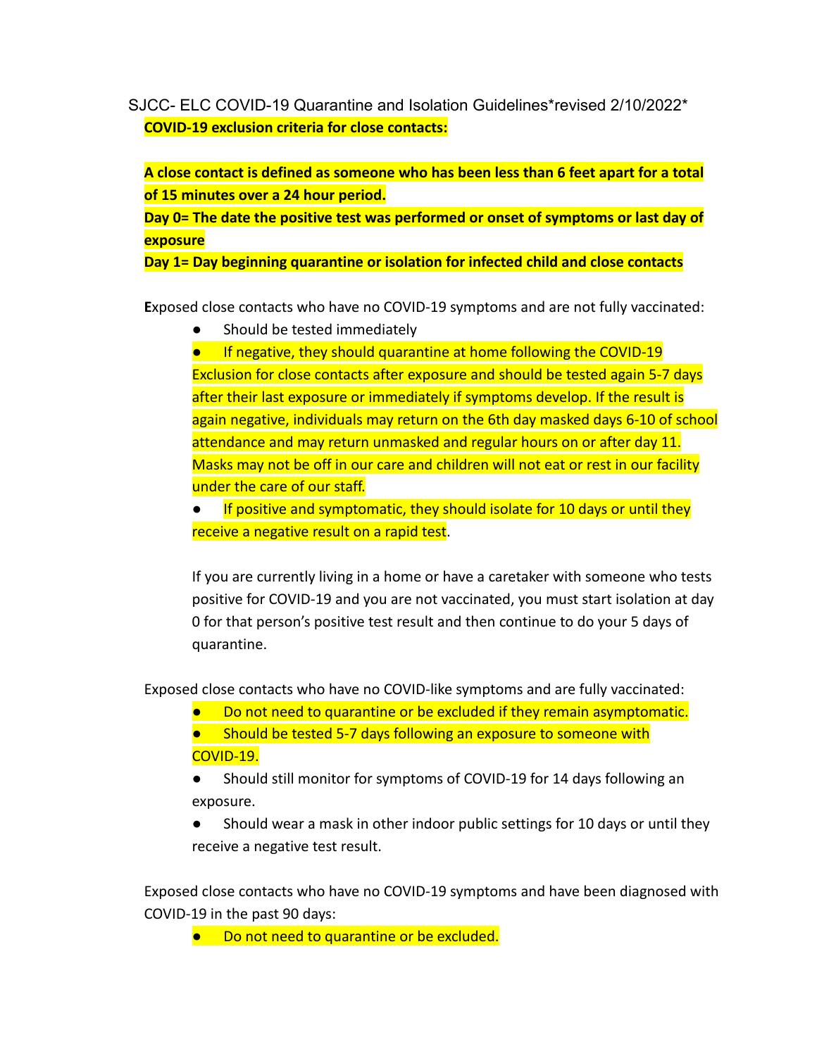# SJCC- ELC COVID-19 Quarantine and Isolation Guidelines*revised 2/10/2022*

**COVID-19 exclusion criteria for close contacts:**

**A close contact is defined as someone who has been less than 6 feet apart for a total of 15 minutes over a 24 hour period.**
**Day 0= The date the positive test was performed or onset of symptoms or last day of exposure**
**Day 1= Day beginning quarantine or isolation for infected child and close contacts**

Exposed close contacts who have no COVID-19 symptoms and are not fully vaccinated:

- Should be tested immediately
- If negative, they should quarantine at home following the COVID-19 Exclusion for close contacts after exposure and should be tested again 5-7 days after their last exposure or immediately if symptoms develop. If the result is again negative, individuals may return on the 6th day masked days 6-10 of school attendance and may return unmasked and regular hours on or after day 11. Masks may not be off in our care and children will not eat or rest in our facility under the care of our staff.
- If positive and symptomatic, they should isolate for 10 days or until they receive a negative result on a rapid test.

If you are currently living in a home or have a caretaker with someone who tests positive for COVID-19 and you are not vaccinated, you must start isolation at day 0 for that person's positive test result and then continue to do your 5 days of quarantine.

Exposed close contacts who have no COVID-like symptoms and are fully vaccinated:

- Do not need to quarantine or be excluded if they remain asymptomatic.
- Should be tested 5-7 days following an exposure to someone with COVID-19.
- Should still monitor for symptoms of COVID-19 for 14 days following an exposure.
- Should wear a mask in other indoor public settings for 10 days or until they receive a negative test result.

Exposed close contacts who have no COVID-19 symptoms and have been diagnosed with COVID-19 in the past 90 days:

- Do not need to quarantine or be excluded.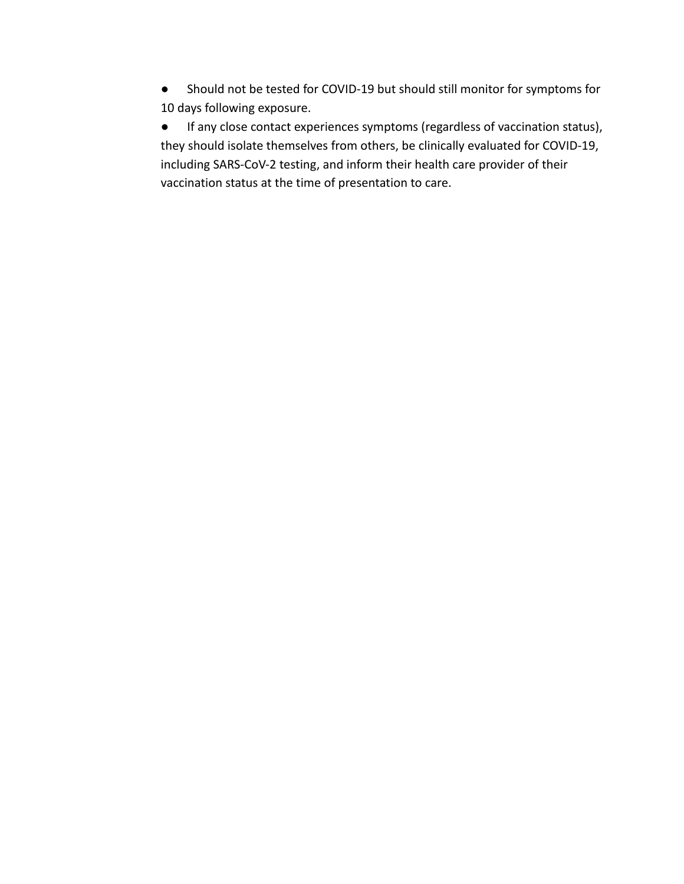- Should not be tested for COVID-19 but should still monitor for symptoms for 10 days following exposure.
- If any close contact experiences symptoms (regardless of vaccination status), they should isolate themselves from others, be clinically evaluated for COVID-19, including SARS-CoV-2 testing, and inform their health care provider of their vaccination status at the time of presentation to care.